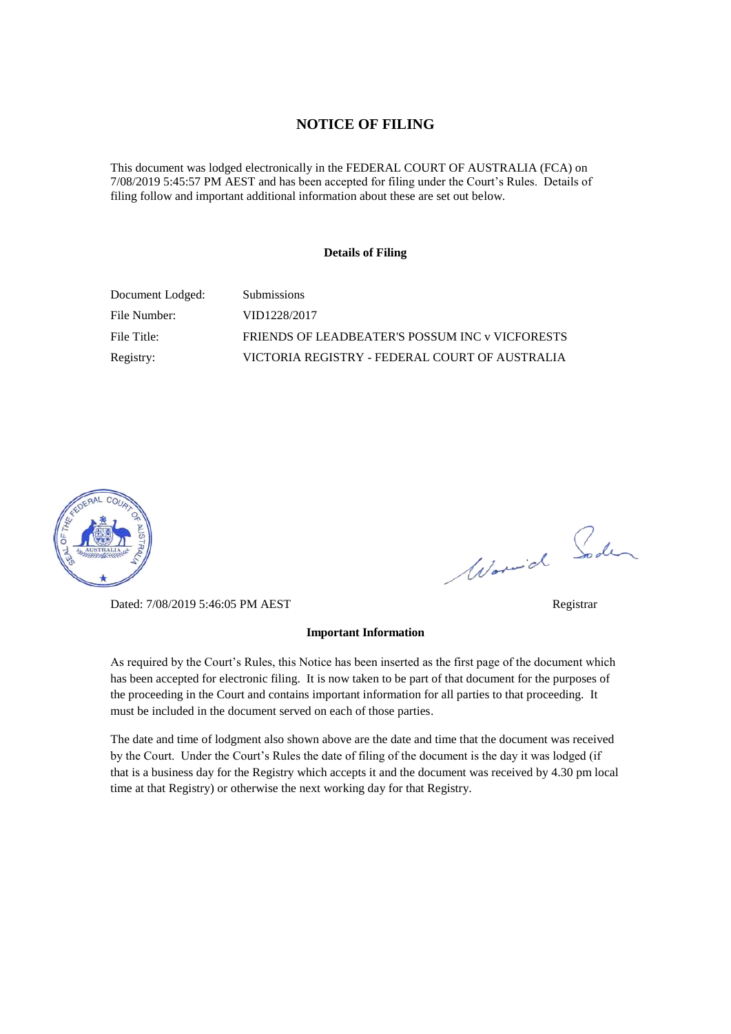# NOTICE OF FILING

This document was lodged electronically in the FEDERAL COURT OF AUSTRALIA (FCA) on 7/08/2019 5:45:57 PM AEST and has been accepted for filing under the Court's Rules. Details of filing follow and important additional information about these are set out below.

## Details of Filing

| | |
|---|---|
| Document Lodged: | Submissions |
| File Number: | VID1228/2017 |
| File Title: | FRIENDS OF LEADBEATER'S POSSUM INC v VICFORESTS |
| Registry: | VICTORIA REGISTRY - FEDERAL COURT OF AUSTRALIA |

Dated: 7/08/2019 5:46:05 PM AEST

Registrar

## Important Information

As required by the Court's Rules, this Notice has been inserted as the first page of the document which has been accepted for electronic filing. It is now taken to be part of that document for the purposes of the proceeding in the Court and contains important information for all parties to that proceeding. It must be included in the document served on each of those parties.

The date and time of lodgment also shown above are the date and time that the document was received by the Court. Under the Court's Rules the date of filing of the document is the day it was lodged (if that is a business day for the Registry which accepts it and the document was received by 4.30 pm local time at that Registry) or otherwise the next working day for that Registry.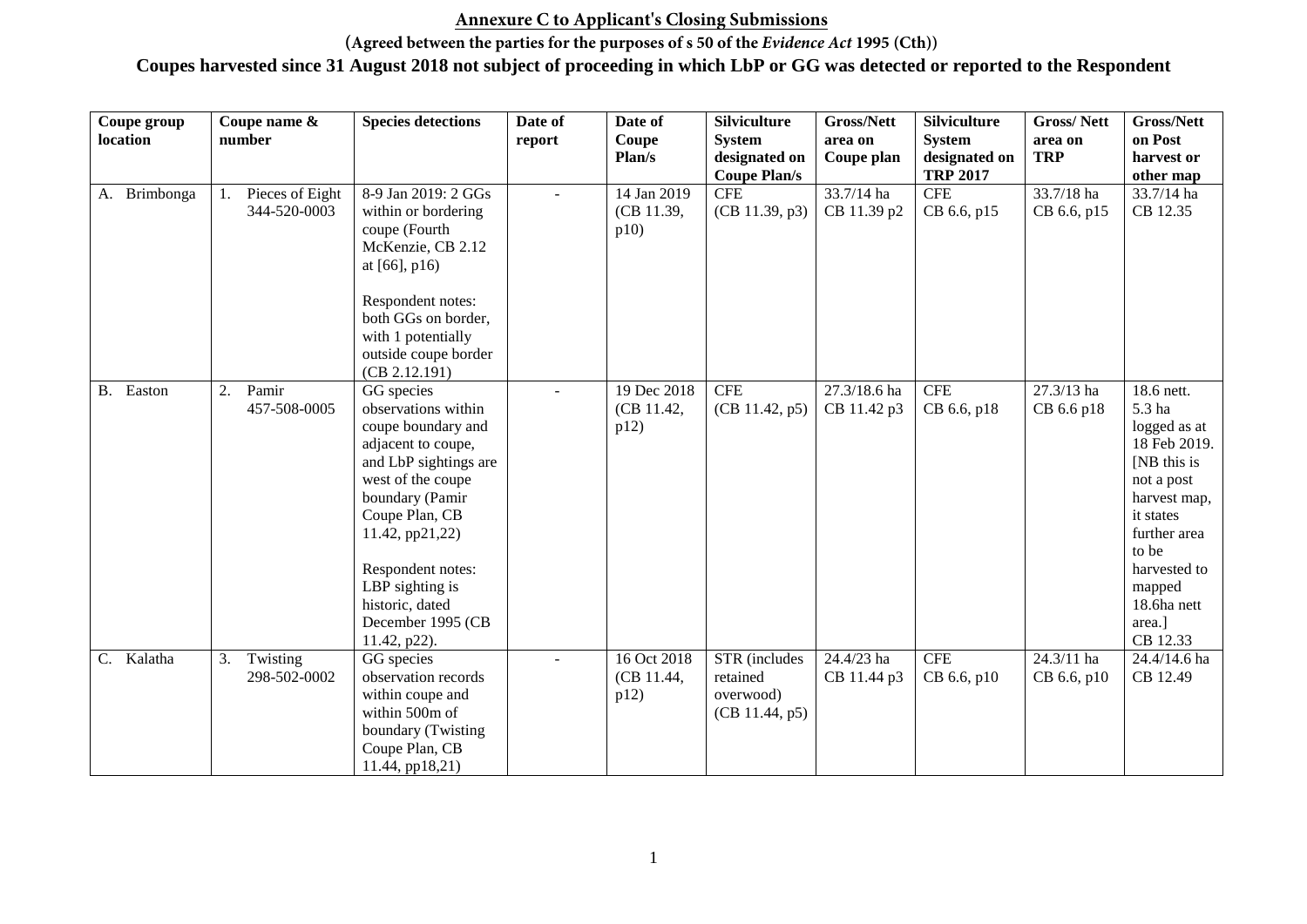# Annexure C to Applicant's Closing Submissions

## (Agreed between the parties for the purposes of s 50 of the *Evidence Act* 1995 (Cth))

## Coupes harvested since 31 August 2018 not subject of proceeding in which LbP or GG was detected or reported to the Respondent

| Coupe group location | Coupe name & number | Species detections | Date of report | Date of Coupe Plan/s | Silviculture System designated on Coupe Plan/s | Gross/Nett area on Coupe plan | Silviculture System designated on TRP 2017 | Gross/ Nett area on TRP | Gross/Nett on Post harvest or other map |
|---|---|---|---|---|---|---|---|---|---|
| A. Brimbonga | 1. Pieces of Eight 344-520-0003 | 8-9 Jan 2019: 2 GGs within or bordering coupe (Fourth McKenzie, CB 2.12 at [66], p16)<br><br>Respondent notes: both GGs on border, with 1 potentially outside coupe border (CB 2.12.191) | - | 14 Jan 2019 (CB 11.39, p10) | CFE (CB 11.39, p3) | 33.7/14 ha CB 11.39 p2 | CFE CB 6.6, p15 | 33.7/18 ha CB 6.6, p15 | 33.7/14 ha CB 12.35 |
| B. Easton | 2. Pamir 457-508-0005 | GG species observations within coupe boundary and adjacent to coupe, and LbP sightings are west of the coupe boundary (Pamir Coupe Plan, CB 11.42, pp21,22)<br><br>Respondent notes: LBP sighting is historic, dated December 1995 (CB 11.42, p22). | - | 19 Dec 2018 (CB 11.42, p12) | CFE (CB 11.42, p5) | 27.3/18.6 ha CB 11.42 p3 | CFE CB 6.6, p18 | 27.3/13 ha CB 6.6 p18 | 18.6 nett. 5.3 ha logged as at 18 Feb 2019. [NB this is not a post harvest map, it states further area to be harvested to mapped 18.6ha nett area.] CB 12.33 |
| C. Kalatha | 3. Twisting 298-502-0002 | GG species observation records within coupe and within 500m of boundary (Twisting Coupe Plan, CB 11.44, pp18,21) | - | 16 Oct 2018 (CB 11.44, p12) | STR (includes retained overwood) (CB 11.44, p5) | 24.4/23 ha CB 11.44 p3 | CFE CB 6.6, p10 | 24.3/11 ha CB 6.6, p10 | 24.4/14.6 ha CB 12.49 |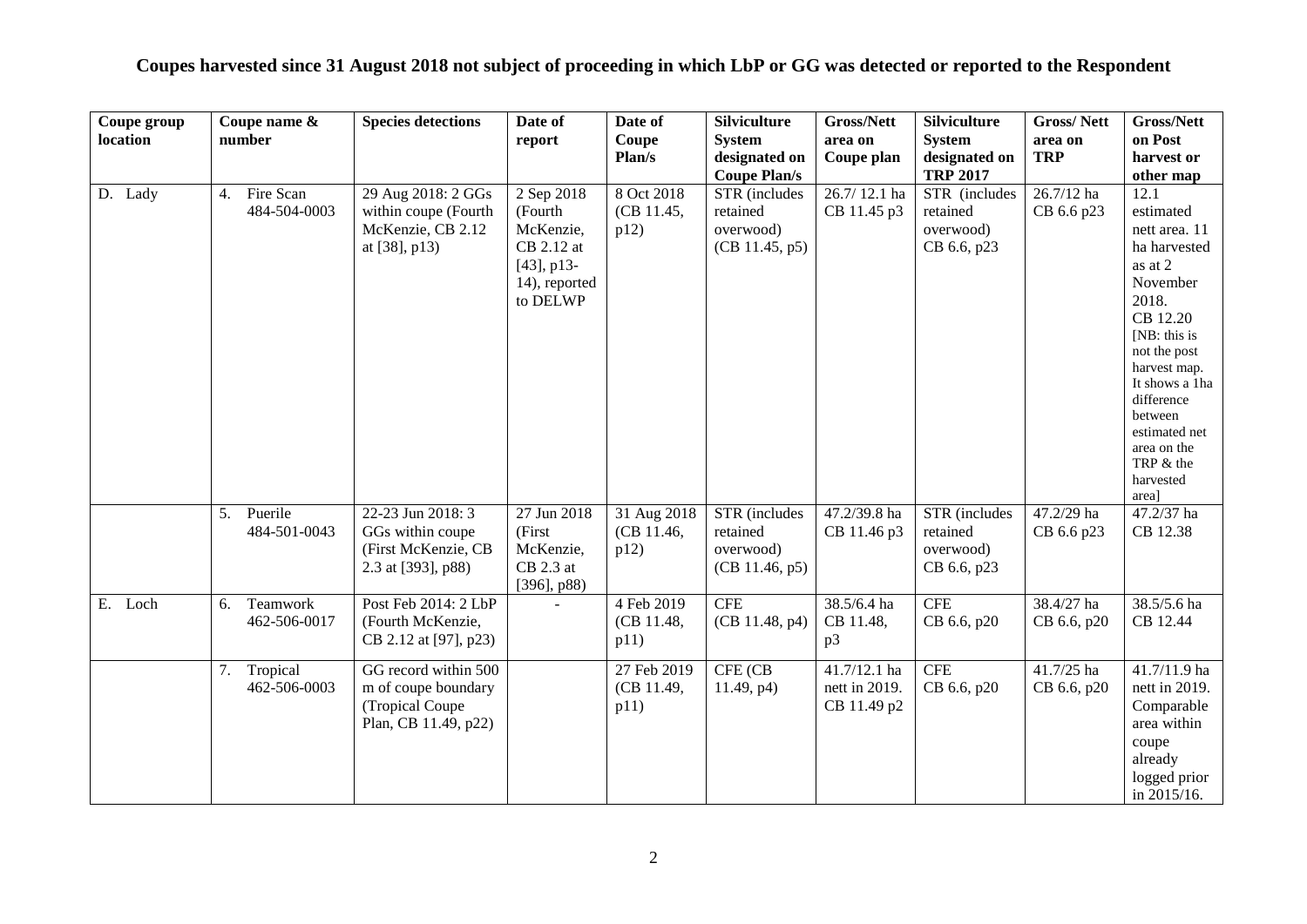## Coupes harvested since 31 August 2018 not subject of proceeding in which LbP or GG was detected or reported to the Respondent

| Coupe group location | Coupe name & number | Species detections | Date of report | Date of Coupe Plan/s | Silviculture System designated on Coupe Plan/s | Gross/Nett area on Coupe plan | Silviculture System designated on TRP 2017 | Gross/ Nett area on TRP | Gross/Nett on Post harvest or other map |
|---|---|---|---|---|---|---|---|---|---|
| D. Lady | 4. Fire Scan 484-504-0003 | 29 Aug 2018: 2 GGs within coupe (Fourth McKenzie, CB 2.12 at [38], p13) | 2 Sep 2018 (Fourth McKenzie, CB 2.12 at [43], p13-14), reported to DELWP | 8 Oct 2018 (CB 11.45, p12) | STR (includes retained overwood) (CB 11.45, p5) | 26.7/ 12.1 ha CB 11.45 p3 | STR (includes retained overwood) CB 6.6, p23 | 26.7/12 ha CB 6.6 p23 | 12.1 estimated nett area. 11 ha harvested as at 2 November 2018. CB 12.20 [NB: this is not the post harvest map. It shows a 1ha difference between estimated net area on the TRP & the harvested area] |
| | 5. Puerile 484-501-0043 | 22-23 Jun 2018: 3 GGs within coupe (First McKenzie, CB 2.3 at [393], p88) | 27 Jun 2018 (First McKenzie, CB 2.3 at [396], p88) | 31 Aug 2018 (CB 11.46, p12) | STR (includes retained overwood) (CB 11.46, p5) | 47.2/39.8 ha CB 11.46 p3 | STR (includes retained overwood) CB 6.6, p23 | 47.2/29 ha CB 6.6 p23 | 47.2/37 ha CB 12.38 |
| E. Loch | 6. Teamwork 462-506-0017 | Post Feb 2014: 2 LbP (Fourth McKenzie, CB 2.12 at [97], p23) | - | 4 Feb 2019 (CB 11.48, p11) | CFE (CB 11.48, p4) | 38.5/6.4 ha CB 11.48, p3 | CFE CB 6.6, p20 | 38.4/27 ha CB 6.6, p20 | 38.5/5.6 ha CB 12.44 |
| | 7. Tropical 462-506-0003 | GG record within 500 m of coupe boundary (Tropical Coupe Plan, CB 11.49, p22) | | 27 Feb 2019 (CB 11.49, p11) | CFE (CB 11.49, p4) | 41.7/12.1 ha nett in 2019. CB 11.49 p2 | CFE CB 6.6, p20 | 41.7/25 ha CB 6.6, p20 | 41.7/11.9 ha nett in 2019. Comparable area within coupe already logged prior in 2015/16. |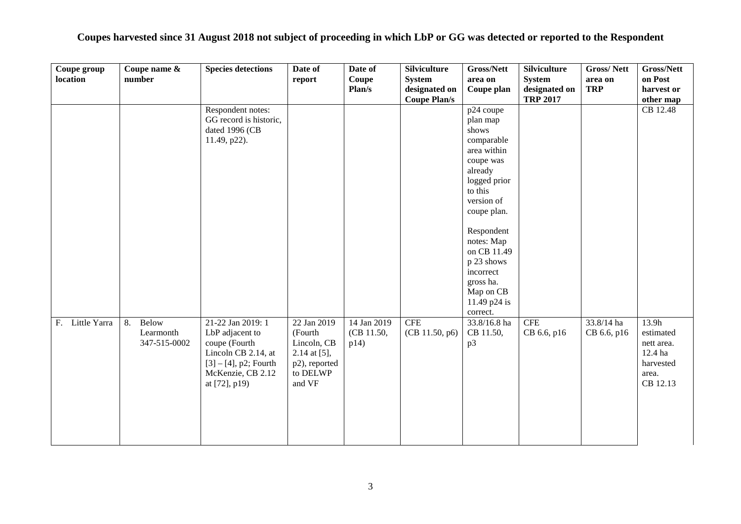# Coupes harvested since 31 August 2018 not subject of proceeding in which LbP or GG was detected or reported to the Respondent

| Coupe group location | Coupe name & number | Species detections | Date of report | Date of Coupe Plan/s | Silviculture System designated on Coupe Plan/s | Gross/Nett area on Coupe plan | Silviculture System designated on TRP 2017 | Gross/ Nett area on TRP | Gross/Nett on Post harvest or other map |
|---|---|---|---|---|---|---|---|---|---|
| | | Respondent notes: GG record is historic, dated 1996 (CB 11.49, p22). | | | | p24 coupe plan map shows comparable area within coupe was already logged prior to this version of coupe plan.<br><br>Respondent notes: Map on CB 11.49 p 23 shows incorrect gross ha. Map on CB 11.49 p24 is correct. | | | CB 12.48 |
| F. Little Yarra | 8. Below Learmonth 347-515-0002 | 21-22 Jan 2019: 1 LbP adjacent to coupe (Fourth Lincoln CB 2.14, at [3] – [4], p2; Fourth McKenzie, CB 2.12 at [72], p19) | 22 Jan 2019 (Fourth Lincoln, CB 2.14 at [5], p2), reported to DELWP and VF | 14 Jan 2019 (CB 11.50, p14) | CFE (CB 11.50, p6) | 33.8/16.8 ha CB 11.50, p3 | CFE CB 6.6, p16 | 33.8/14 ha CB 6.6, p16 | 13.9h estimated nett area. 12.4 ha harvested area. CB 12.13 |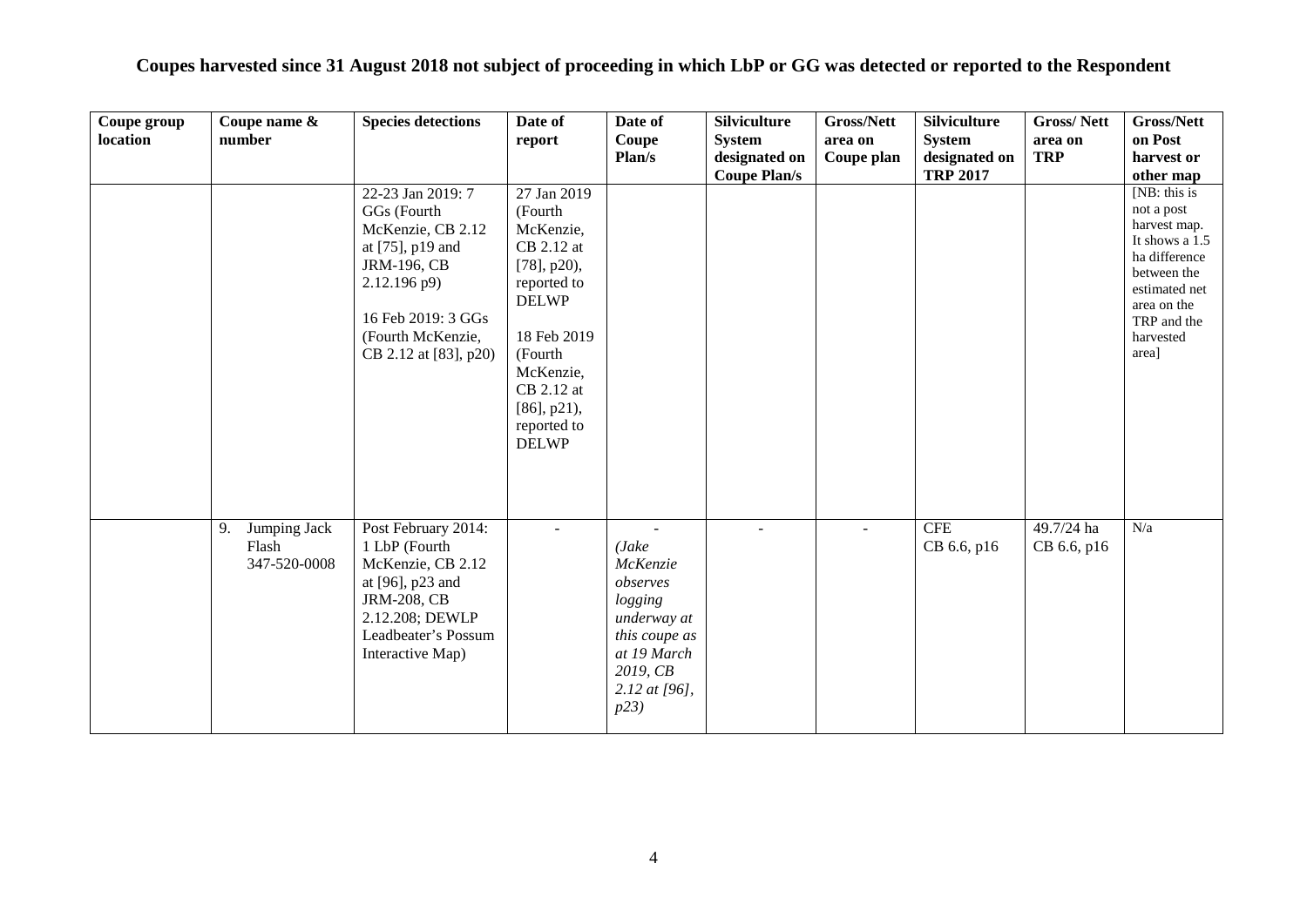**Coupes harvested since 31 August 2018 not subject of proceeding in which LbP or GG was detected or reported to the Respondent**

| Coupe group location | Coupe name & number | Species detections | Date of report | Date of Coupe Plan/s | Silviculture System designated on Coupe Plan/s | Gross/Nett area on Coupe plan | Silviculture System designated on TRP 2017 | Gross/ Nett area on TRP | Gross/Nett on Post harvest or other map |
|---|---|---|---|---|---|---|---|---|---|
| | | 22-23 Jan 2019: 7 GGs (Fourth McKenzie, CB 2.12 at [75], p19 and JRM-196, CB 2.12.196 p9)<br><br>16 Feb 2019: 3 GGs (Fourth McKenzie, CB 2.12 at [83], p20) | 27 Jan 2019 (Fourth McKenzie, CB 2.12 at [78], p20), reported to DELWP<br><br>18 Feb 2019 (Fourth McKenzie, CB 2.12 at [86], p21), reported to DELWP | | | | | | [NB: this is not a post harvest map. It shows a 1.5 ha difference between the estimated net area on the TRP and the harvested area] |
| | 9. Jumping Jack Flash 347-520-0008 | Post February 2014: 1 LbP (Fourth McKenzie, CB 2.12 at [96], p23 and JRM-208, CB 2.12.208; DEWLP Leadbeater's Possum Interactive Map) | - | - *(Jake McKenzie observes logging underway at this coupe as at 19 March 2019, CB 2.12 at [96], p23)* | - | - | CFE CB 6.6, p16 | 49.7/24 ha CB 6.6, p16 | N/a |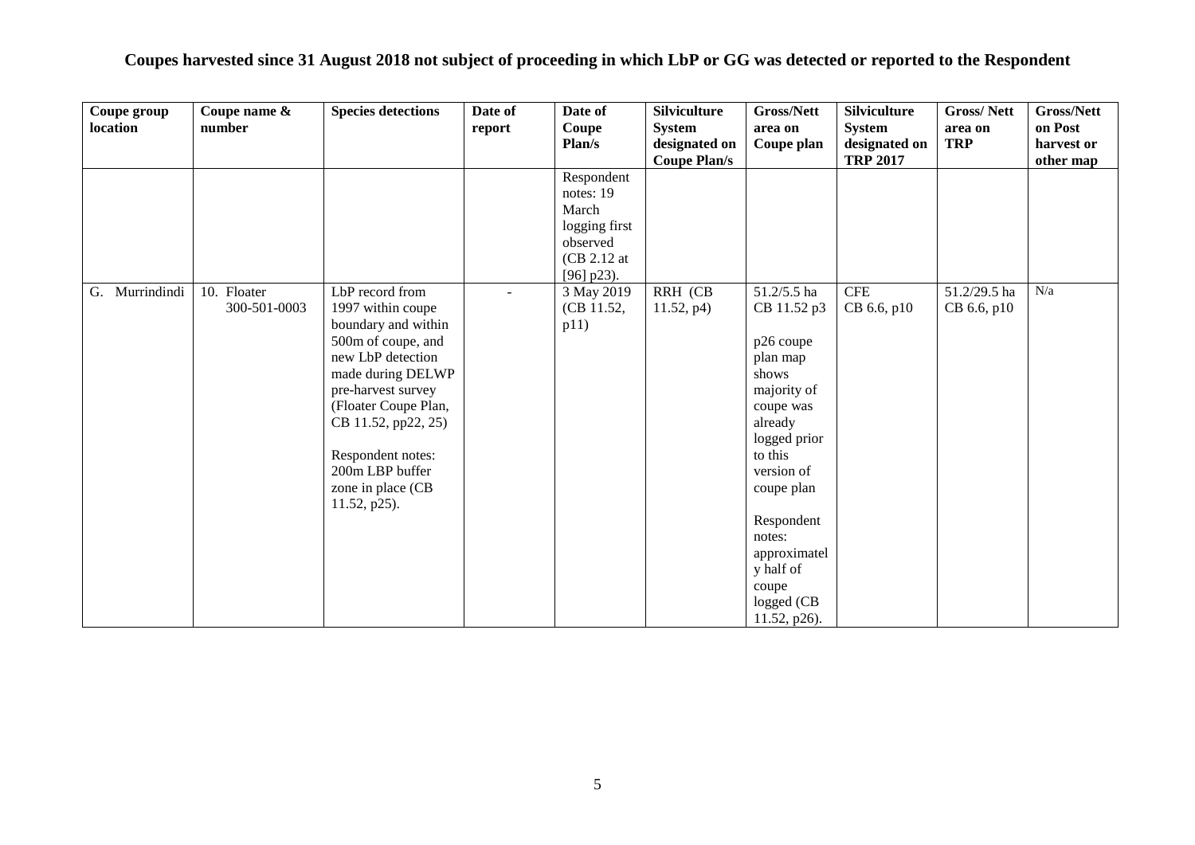# Coupes harvested since 31 August 2018 not subject of proceeding in which LbP or GG was detected or reported to the Respondent

| Coupe group location | Coupe name & number | Species detections | Date of report | Date of Coupe Plan/s | Silviculture System designated on Coupe Plan/s | Gross/Nett area on Coupe plan | Silviculture System designated on TRP 2017 | Gross/ Nett area on TRP | Gross/Nett on Post harvest or other map |
|---|---|---|---|---|---|---|---|---|---|
| | | | | Respondent notes: 19 March logging first observed (CB 2.12 at [96] p23). | | | | | |
| G. Murrindindi | 10. Floater 300-501-0003 | LbP record from 1997 within coupe boundary and within 500m of coupe, and new LbP detection made during DELWP pre-harvest survey (Floater Coupe Plan, CB 11.52, pp22, 25)<br><br>Respondent notes: 200m LBP buffer zone in place (CB 11.52, p25). | - | 3 May 2019 (CB 11.52, p11) | RRH (CB 11.52, p4) | 51.2/5.5 ha CB 11.52 p3<br><br>p26 coupe plan map shows majority of coupe was already logged prior to this version of coupe plan<br><br>Respondent notes: approximately half of coupe logged (CB 11.52, p26). | CFE CB 6.6, p10 | 51.2/29.5 ha CB 6.6, p10 | N/a |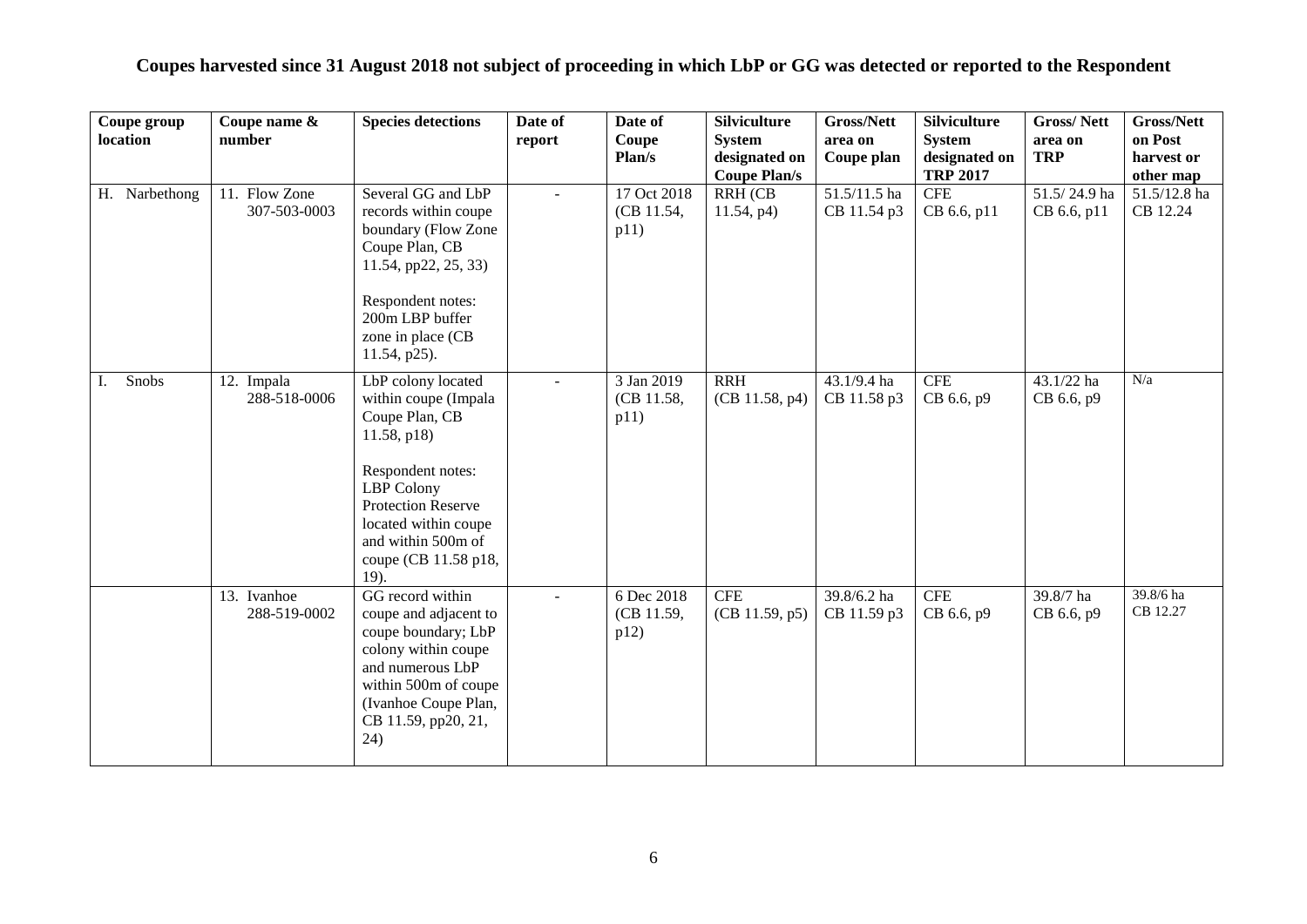**Coupes harvested since 31 August 2018 not subject of proceeding in which LbP or GG was detected or reported to the Respondent**

| Coupe group location | Coupe name & number | Species detections | Date of report | Date of Coupe Plan/s | Silviculture System designated on Coupe Plan/s | Gross/Nett area on Coupe plan | Silviculture System designated on TRP 2017 | Gross/ Nett area on TRP | Gross/Nett on Post harvest or other map |
|---|---|---|---|---|---|---|---|---|---|
| H. Narbethong | 11. Flow Zone 307-503-0003 | Several GG and LbP records within coupe boundary (Flow Zone Coupe Plan, CB 11.54, pp22, 25, 33)<br><br>Respondent notes: 200m LBP buffer zone in place (CB 11.54, p25). | - | 17 Oct 2018 (CB 11.54, p11) | RRH (CB 11.54, p4) | 51.5/11.5 ha CB 11.54 p3 | CFE CB 6.6, p11 | 51.5/ 24.9 ha CB 6.6, p11 | 51.5/12.8 ha CB 12.24 |
| I. Snobs | 12. Impala 288-518-0006 | LbP colony located within coupe (Impala Coupe Plan, CB 11.58, p18)<br><br>Respondent notes: LBP Colony Protection Reserve located within coupe and within 500m of coupe (CB 11.58 p18, 19). | - | 3 Jan 2019 (CB 11.58, p11) | RRH (CB 11.58, p4) | 43.1/9.4 ha CB 11.58 p3 | CFE CB 6.6, p9 | 43.1/22 ha CB 6.6, p9 | N/a |
| | 13. Ivanhoe 288-519-0002 | GG record within coupe and adjacent to coupe boundary; LbP colony within coupe and numerous LbP within 500m of coupe (Ivanhoe Coupe Plan, CB 11.59, pp20, 21, 24) | - | 6 Dec 2018 (CB 11.59, p12) | CFE (CB 11.59, p5) | 39.8/6.2 ha CB 11.59 p3 | CFE CB 6.6, p9 | 39.8/7 ha CB 6.6, p9 | 39.8/6 ha CB 12.27 |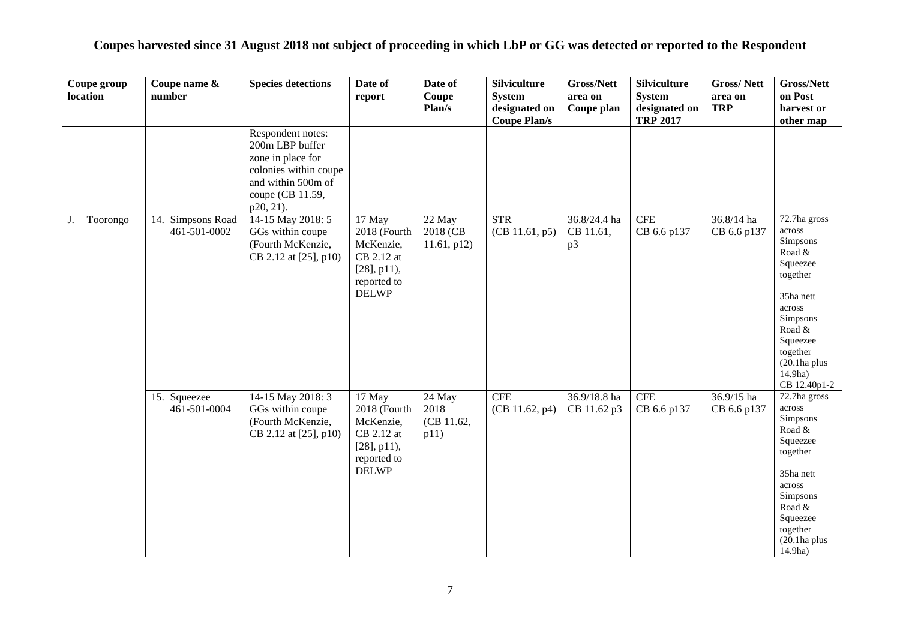# Coupes harvested since 31 August 2018 not subject of proceeding in which LbP or GG was detected or reported to the Respondent

| Coupe group location | Coupe name & number | Species detections | Date of report | Date of Coupe Plan/s | Silviculture System designated on Coupe Plan/s | Gross/Nett area on Coupe plan | Silviculture System designated on TRP 2017 | Gross/ Nett area on TRP | Gross/Nett on Post harvest or other map |
|---|---|---|---|---|---|---|---|---|---|
| | | Respondent notes: 200m LBP buffer zone in place for colonies within coupe and within 500m of coupe (CB 11.59, p20, 21). | | | | | | | |
| J. Toorongo | 14. Simpsons Road 461-501-0002 | 14-15 May 2018: 5 GGs within coupe (Fourth McKenzie, CB 2.12 at [25], p10) | 17 May 2018 (Fourth McKenzie, CB 2.12 at [28], p11), reported to DELWP | 22 May 2018 (CB 11.61, p12) | STR (CB 11.61, p5) | 36.8/24.4 ha CB 11.61, p3 | CFE CB 6.6 p137 | 36.8/14 ha CB 6.6 p137 | 72.7ha gross across Simpsons Road & Squeezee together<br><br>35ha nett across Simpsons Road & Squeezee together (20.1ha plus 14.9ha) CB 12.40p1-2 |
| | 15. Squeezee 461-501-0004 | 14-15 May 2018: 3 GGs within coupe (Fourth McKenzie, CB 2.12 at [25], p10) | 17 May 2018 (Fourth McKenzie, CB 2.12 at [28], p11), reported to DELWP | 24 May 2018 (CB 11.62, p11) | CFE (CB 11.62, p4) | 36.9/18.8 ha CB 11.62 p3 | CFE CB 6.6 p137 | 36.9/15 ha CB 6.6 p137 | 72.7ha gross across Simpsons Road & Squeezee together<br><br>35ha nett across Simpsons Road & Squeezee together (20.1ha plus 14.9ha) |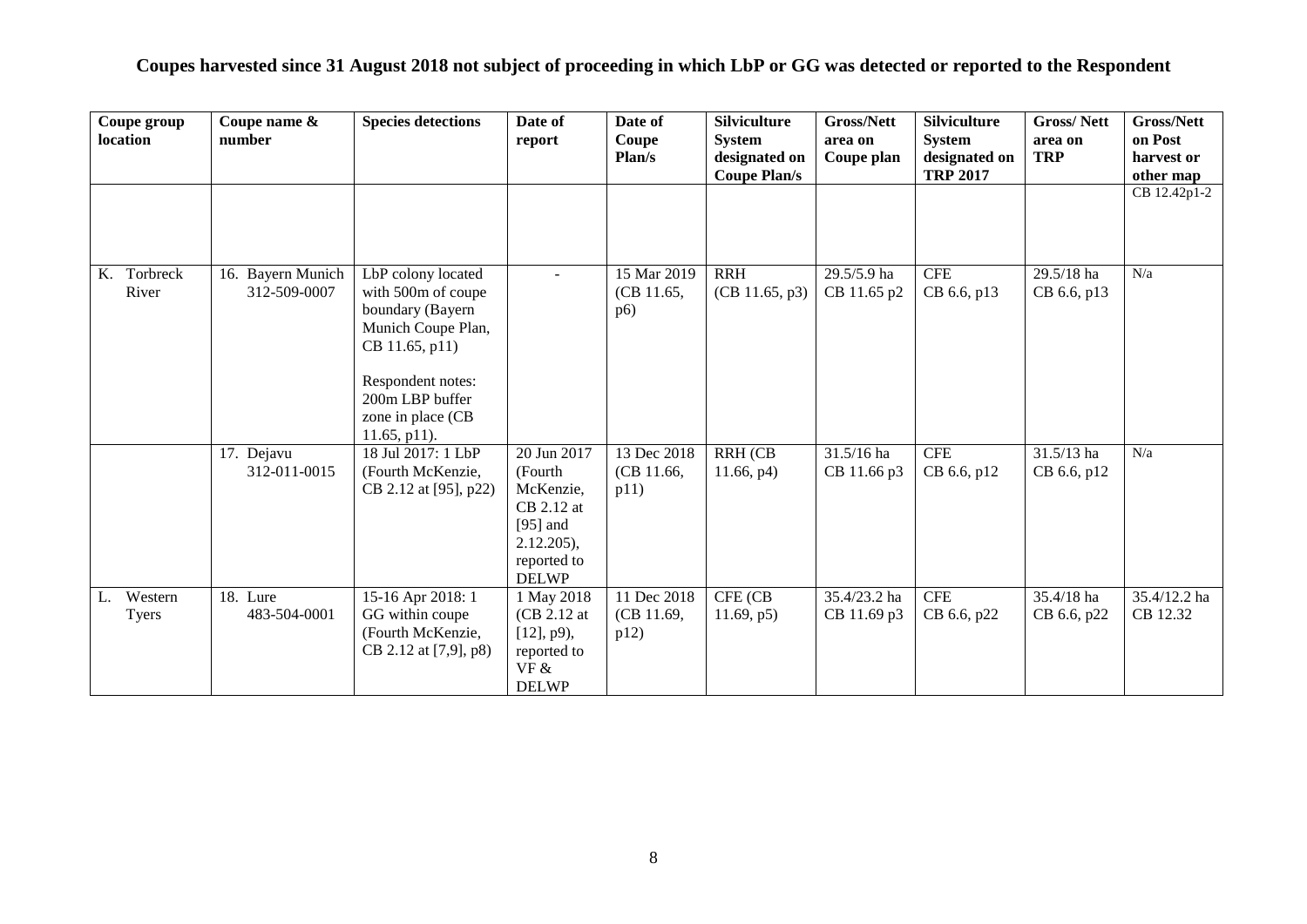# Coupes harvested since 31 August 2018 not subject of proceeding in which LbP or GG was detected or reported to the Respondent

| Coupe group location | Coupe name & number | Species detections | Date of report | Date of Coupe Plan/s | Silviculture System designated on Coupe Plan/s | Gross/Nett area on Coupe plan | Silviculture System designated on TRP 2017 | Gross/ Nett area on TRP | Gross/Nett on Post harvest or other map |
|---|---|---|---|---|---|---|---|---|---|
| | | | | | | | | | CB 12.42p1-2 |
| K. Torbreck River | 16. Bayern Munich 312-509-0007 | LbP colony located with 500m of coupe boundary (Bayern Munich Coupe Plan, CB 11.65, p11)<br><br>Respondent notes: 200m LBP buffer zone in place (CB 11.65, p11). | - | 15 Mar 2019 (CB 11.65, p6) | RRH (CB 11.65, p3) | 29.5/5.9 ha CB 11.65 p2 | CFE CB 6.6, p13 | 29.5/18 ha CB 6.6, p13 | N/a |
| | 17. Dejavu 312-011-0015 | 18 Jul 2017: 1 LbP (Fourth McKenzie, CB 2.12 at [95], p22) | 20 Jun 2017 (Fourth McKenzie, CB 2.12 at [95] and 2.12.205), reported to DELWP | 13 Dec 2018 (CB 11.66, p11) | RRH (CB 11.66, p4) | 31.5/16 ha CB 11.66 p3 | CFE CB 6.6, p12 | 31.5/13 ha CB 6.6, p12 | N/a |
| L. Western Tyers | 18. Lure 483-504-0001 | 15-16 Apr 2018: 1 GG within coupe (Fourth McKenzie, CB 2.12 at [7,9], p8) | 1 May 2018 (CB 2.12 at [12], p9), reported to VF & DELWP | 11 Dec 2018 (CB 11.69, p12) | CFE (CB 11.69, p5) | 35.4/23.2 ha CB 11.69 p3 | CFE CB 6.6, p22 | 35.4/18 ha CB 6.6, p22 | 35.4/12.2 ha CB 12.32 |